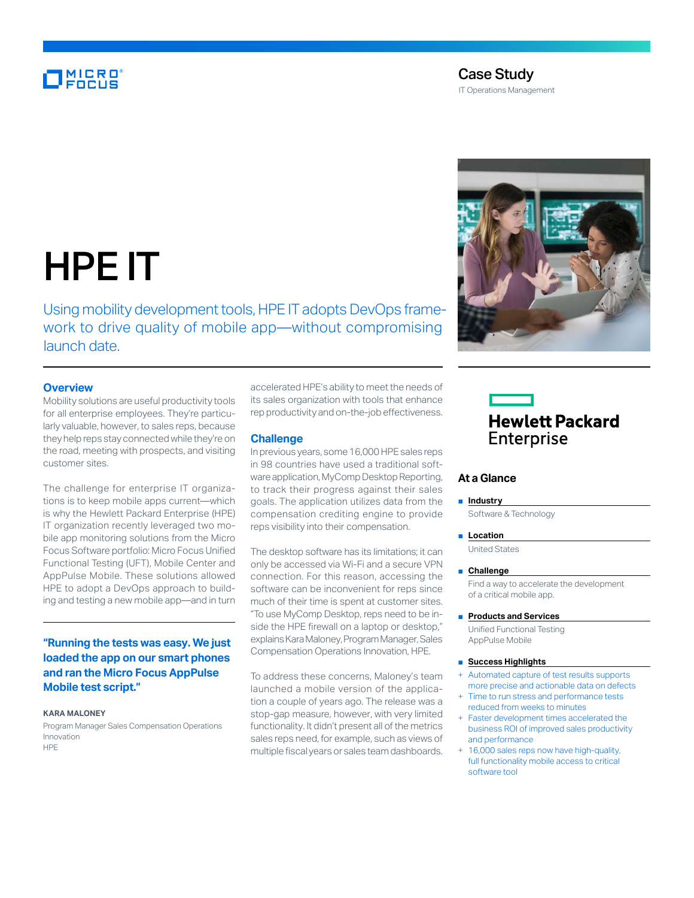Case Study

IT Operations Management

# HPE IT

Using mobility development tools, HPE IT adopts DevOps framework to drive quality of mobile app—without compromising launch date.

## Overview

Mobility solutions are useful productivity tools for all enterprise employees. They're particularly valuable, however, to sales reps, because they help reps stay connected while they're on the road, meeting with prospects, and visiting customer sites.

The challenge for enterprise IT organizations is to keep mobile apps current—which is why the Hewlett Packard Enterprise (HPE) IT organization recently leveraged two mobile app monitoring solutions from the Micro Focus Software portfolio: Micro Focus Unified Functional Testing (UFT), Mobile Center and AppPulse Mobile. These solutions allowed HPE to adopt a DevOps approach to building and testing a new mobile app—and in turn accelerated HPE's ability to meet the needs of its sales organization with tools that enhance rep productivity and on-the-job effectiveness.

**"Running the tests was easy. We just loaded the app on our smart phones and ran the Micro Focus AppPulse Mobile test script."**

**KARA MALONEY**
Program Manager Sales Compensation Operations Innovation
HPE

## Challenge

In previous years, some 16,000 HPE sales reps in 98 countries have used a traditional software application, MyComp Desktop Reporting, to track their progress against their sales goals. The application utilizes data from the compensation crediting engine to provide reps visibility into their compensation.

The desktop software has its limitations; it can only be accessed via Wi-Fi and a secure VPN connection. For this reason, accessing the software can be inconvenient for reps since much of their time is spent at customer sites. "To use MyComp Desktop, reps need to be inside the HPE firewall on a laptop or desktop," explains Kara Maloney, Program Manager, Sales Compensation Operations Innovation, HPE.

To address these concerns, Maloney's team launched a mobile version of the application a couple of years ago. The release was a stop-gap measure, however, with very limited functionality. It didn't present all of the metrics sales reps need, for example, such as views of multiple fiscal years or sales team dashboards.

Hewlett Packard Enterprise

### At a Glance

- **Industry**
  Software & Technology
- **Location**
  United States
- **Challenge**
  Find a way to accelerate the development of a critical mobile app.
- **Products and Services**
  Unified Functional Testing
  AppPulse Mobile
- **Success Highlights**
  + Automated capture of test results supports more precise and actionable data on defects
  + Time to run stress and performance tests reduced from weeks to minutes
  + Faster development times accelerated the business ROI of improved sales productivity and performance
  + 16,000 sales reps now have high-quality, full functionality mobile access to critical software tool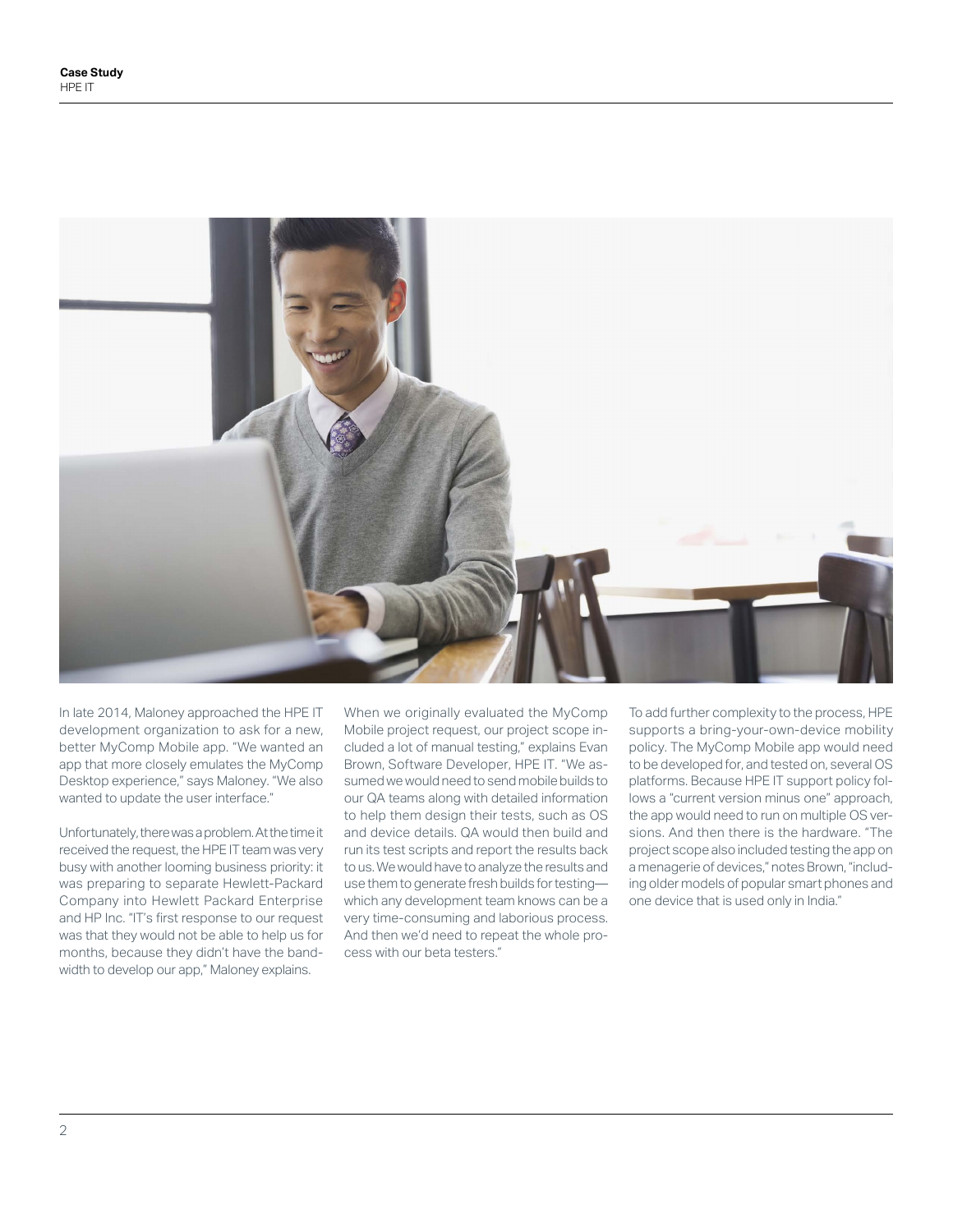In late 2014, Maloney approached the HPE IT development organization to ask for a new, better MyComp Mobile app. "We wanted an app that more closely emulates the MyComp Desktop experience," says Maloney. "We also wanted to update the user interface."

Unfortunately, there was a problem. At the time it received the request, the HPE IT team was very busy with another looming business priority: it was preparing to separate Hewlett-Packard Company into Hewlett Packard Enterprise and HP Inc. "IT's first response to our request was that they would not be able to help us for months, because they didn't have the bandwidth to develop our app," Maloney explains.

When we originally evaluated the MyComp Mobile project request, our project scope included a lot of manual testing," explains Evan Brown, Software Developer, HPE IT. "We assumed we would need to send mobile builds to our QA teams along with detailed information to help them design their tests, such as OS and device details. QA would then build and run its test scripts and report the results back to us. We would have to analyze the results and use them to generate fresh builds for testing—which any development team knows can be a very time-consuming and laborious process. And then we'd need to repeat the whole process with our beta testers."

To add further complexity to the process, HPE supports a bring-your-own-device mobility policy. The MyComp Mobile app would need to be developed for, and tested on, several OS platforms. Because HPE IT support policy follows a "current version minus one" approach, the app would need to run on multiple OS versions. And then there is the hardware. "The project scope also included testing the app on a menagerie of devices," notes Brown, "including older models of popular smart phones and one device that is used only in India."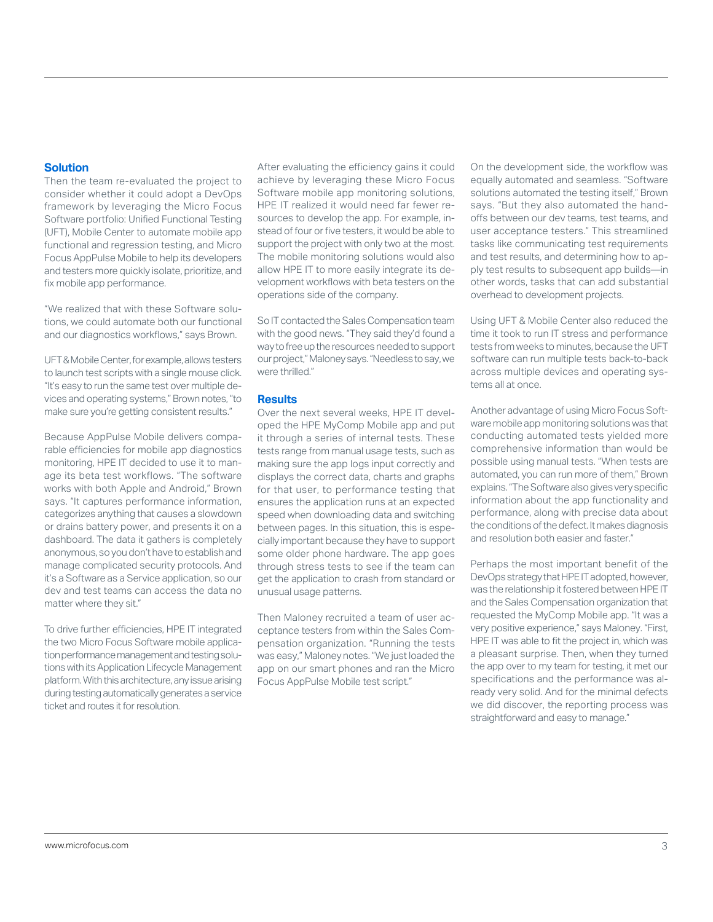## Solution

Then the team re-evaluated the project to consider whether it could adopt a DevOps framework by leveraging the Micro Focus Software portfolio: Unified Functional Testing (UFT), Mobile Center to automate mobile app functional and regression testing, and Micro Focus AppPulse Mobile to help its developers and testers more quickly isolate, prioritize, and fix mobile app performance.

"We realized that with these Software solutions, we could automate both our functional and our diagnostics workflows," says Brown.

UFT & Mobile Center, for example, allows testers to launch test scripts with a single mouse click. "It's easy to run the same test over multiple devices and operating systems," Brown notes, "to make sure you're getting consistent results."

Because AppPulse Mobile delivers comparable efficiencies for mobile app diagnostics monitoring, HPE IT decided to use it to manage its beta test workflows. "The software works with both Apple and Android," Brown says. "It captures performance information, categorizes anything that causes a slowdown or drains battery power, and presents it on a dashboard. The data it gathers is completely anonymous, so you don't have to establish and manage complicated security protocols. And it's a Software as a Service application, so our dev and test teams can access the data no matter where they sit."

To drive further efficiencies, HPE IT integrated the two Micro Focus Software mobile application performance management and testing solutions with its Application Lifecycle Management platform. With this architecture, any issue arising during testing automatically generates a service ticket and routes it for resolution.

After evaluating the efficiency gains it could achieve by leveraging these Micro Focus Software mobile app monitoring solutions, HPE IT realized it would need far fewer resources to develop the app. For example, instead of four or five testers, it would be able to support the project with only two at the most. The mobile monitoring solutions would also allow HPE IT to more easily integrate its development workflows with beta testers on the operations side of the company.

So IT contacted the Sales Compensation team with the good news. "They said they'd found a way to free up the resources needed to support our project," Maloney says. "Needless to say, we were thrilled."

## Results

Over the next several weeks, HPE IT developed the HPE MyComp Mobile app and put it through a series of internal tests. These tests range from manual usage tests, such as making sure the app logs input correctly and displays the correct data, charts and graphs for that user, to performance testing that ensures the application runs at an expected speed when downloading data and switching between pages. In this situation, this is especially important because they have to support some older phone hardware. The app goes through stress tests to see if the team can get the application to crash from standard or unusual usage patterns.

Then Maloney recruited a team of user acceptance testers from within the Sales Compensation organization. "Running the tests was easy," Maloney notes. "We just loaded the app on our smart phones and ran the Micro Focus AppPulse Mobile test script."

On the development side, the workflow was equally automated and seamless. "Software solutions automated the testing itself," Brown says. "But they also automated the hand-offs between our dev teams, test teams, and user acceptance testers." This streamlined tasks like communicating test requirements and test results, and determining how to apply test results to subsequent app builds—in other words, tasks that can add substantial overhead to development projects.

Using UFT & Mobile Center also reduced the time it took to run IT stress and performance tests from weeks to minutes, because the UFT software can run multiple tests back-to-back across multiple devices and operating systems all at once.

Another advantage of using Micro Focus Software mobile app monitoring solutions was that conducting automated tests yielded more comprehensive information than would be possible using manual tests. "When tests are automated, you can run more of them," Brown explains. "The Software also gives very specific information about the app functionality and performance, along with precise data about the conditions of the defect. It makes diagnosis and resolution both easier and faster."

Perhaps the most important benefit of the DevOps strategy that HPE IT adopted, however, was the relationship it fostered between HPE IT and the Sales Compensation organization that requested the MyComp Mobile app. "It was a very positive experience," says Maloney. "First, HPE IT was able to fit the project in, which was a pleasant surprise. Then, when they turned the app over to my team for testing, it met our specifications and the performance was already very solid. And for the minimal defects we did discover, the reporting process was straightforward and easy to manage."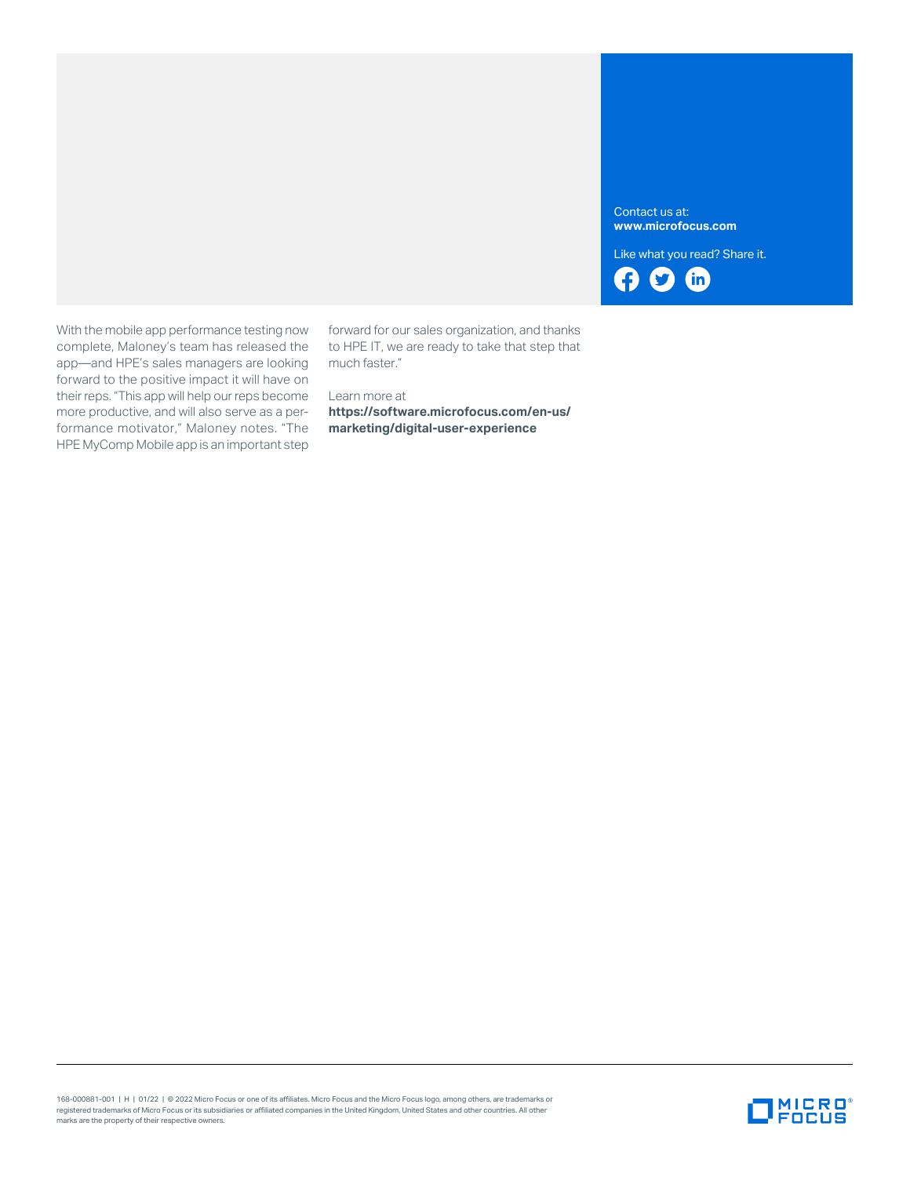Contact us at:
**www.microfocus.com**

Like what you read? Share it.

With the mobile app performance testing now complete, Maloney's team has released the app—and HPE's sales managers are looking forward to the positive impact it will have on their reps. "This app will help our reps become more productive, and will also serve as a performance motivator," Maloney notes. "The HPE MyComp Mobile app is an important step forward for our sales organization, and thanks to HPE IT, we are ready to take that step that much faster."

Learn more at
**https://software.microfocus.com/en-us/marketing/digital-user-experience**

168-000881-001 | H | 01/22 | © 2022 Micro Focus or one of its affiliates. Micro Focus and the Micro Focus logo, among others, are trademarks or registered trademarks of Micro Focus or its subsidiaries or affiliated companies in the United Kingdom, United States and other countries. All other marks are the property of their respective owners.